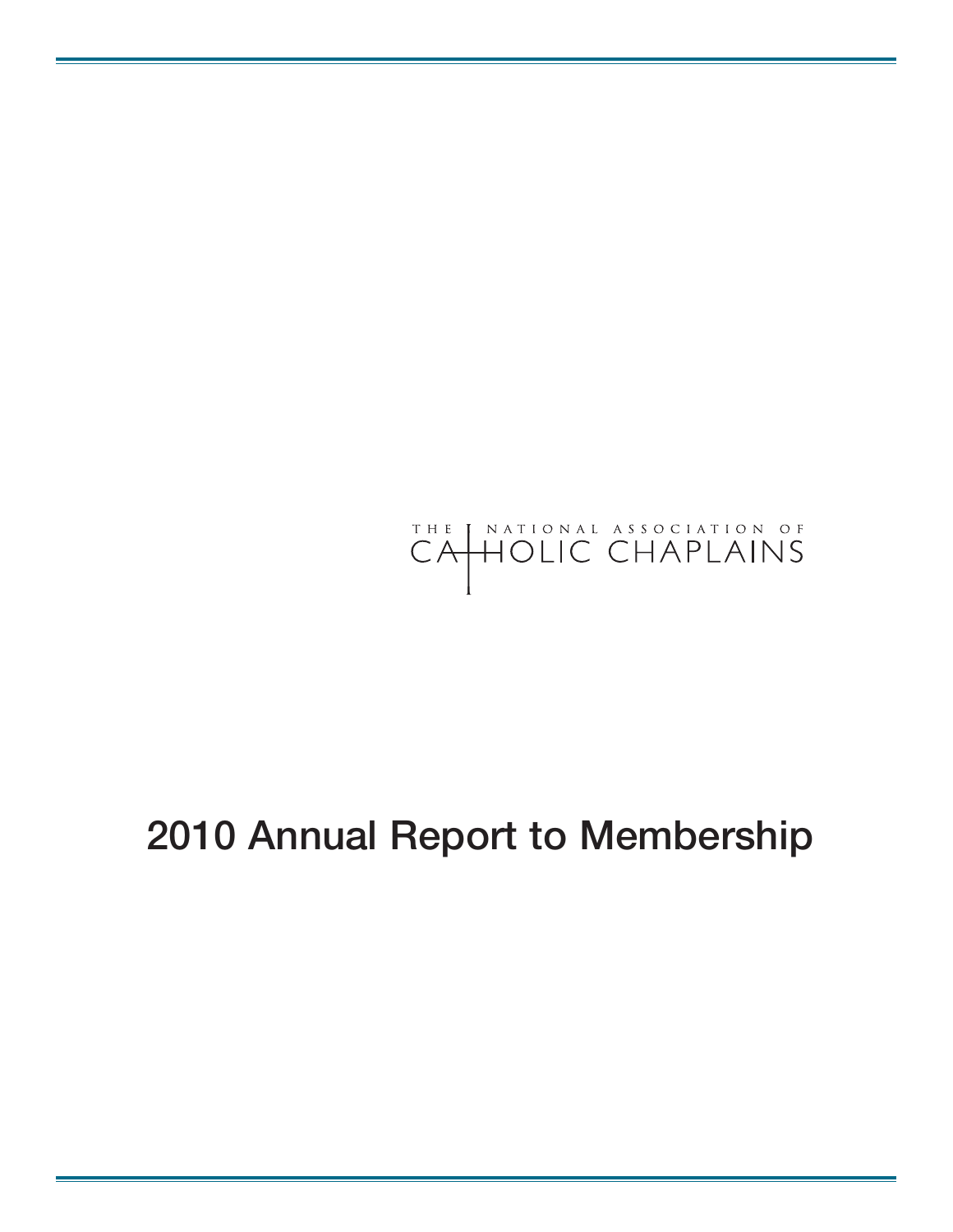THE NATIONAL ASSOCIATION OF CATHOLIC CHAPLAINS

# 2010 Annual Report to Membership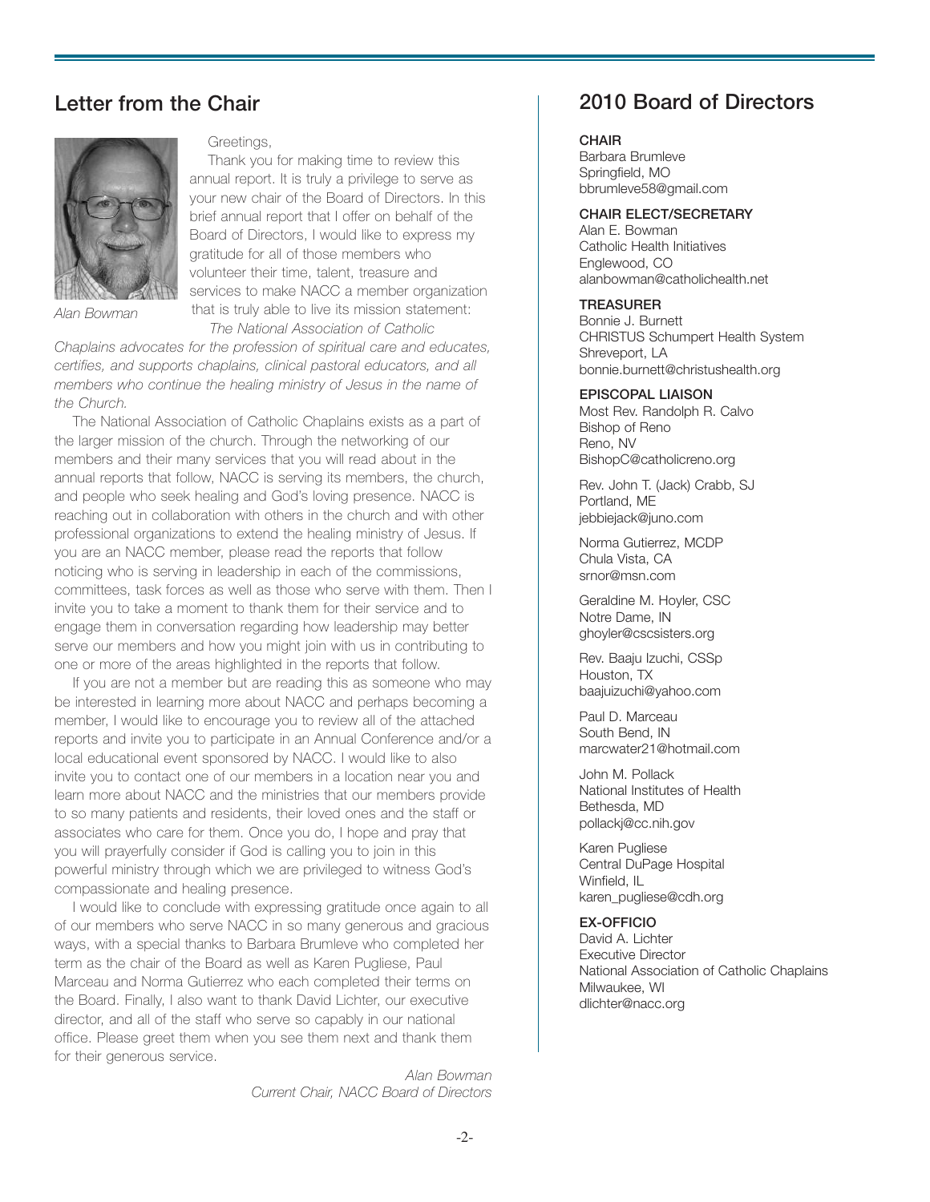## Letter from the Chair

*Alan Bowman*

Greetings,

Thank you for making time to review this annual report. It is truly a privilege to serve as your new chair of the Board of Directors. In this brief annual report that I offer on behalf of the Board of Directors, I would like to express my gratitude for all of those members who volunteer their time, talent, treasure and services to make NACC a member organization that is truly able to live its mission statement: *The National Association of Catholic Chaplains advocates for the profession of spiritual care and educates, certifies, and supports chaplains, clinical pastoral educators, and all members who continue the healing ministry of Jesus in the name of the Church.*

The National Association of Catholic Chaplains exists as a part of the larger mission of the church. Through the networking of our members and their many services that you will read about in the annual reports that follow, NACC is serving its members, the church, and people who seek healing and God's loving presence. NACC is reaching out in collaboration with others in the church and with other professional organizations to extend the healing ministry of Jesus. If you are an NACC member, please read the reports that follow noticing who is serving in leadership in each of the commissions, committees, task forces as well as those who serve with them. Then I invite you to take a moment to thank them for their service and to engage them in conversation regarding how leadership may better serve our members and how you might join with us in contributing to one or more of the areas highlighted in the reports that follow.

If you are not a member but are reading this as someone who may be interested in learning more about NACC and perhaps becoming a member, I would like to encourage you to review all of the attached reports and invite you to participate in an Annual Conference and/or a local educational event sponsored by NACC. I would like to also invite you to contact one of our members in a location near you and learn more about NACC and the ministries that our members provide to so many patients and residents, their loved ones and the staff or associates who care for them. Once you do, I hope and pray that you will prayerfully consider if God is calling you to join in this powerful ministry through which we are privileged to witness God's compassionate and healing presence.

I would like to conclude with expressing gratitude once again to all of our members who serve NACC in so many generous and gracious ways, with a special thanks to Barbara Brumleve who completed her term as the chair of the Board as well as Karen Pugliese, Paul Marceau and Norma Gutierrez who each completed their terms on the Board. Finally, I also want to thank David Lichter, our executive director, and all of the staff who serve so capably in our national office. Please greet them when you see them next and thank them for their generous service.

*Alan Bowman*
*Current Chair, NACC Board of Directors*

## 2010 Board of Directors

**CHAIR**
Barbara Brumleve
Springfield, MO
bbrumleve58@gmail.com

**CHAIR ELECT/SECRETARY**
Alan E. Bowman
Catholic Health Initiatives
Englewood, CO
alanbowman@catholichealth.net

**TREASURER**
Bonnie J. Burnett
CHRISTUS Schumpert Health System
Shreveport, LA
bonnie.burnett@christushealth.org

**EPISCOPAL LIAISON**
Most Rev. Randolph R. Calvo
Bishop of Reno
Reno, NV
BishopC@catholicreno.org

Rev. John T. (Jack) Crabb, SJ
Portland, ME
jebbiejack@juno.com

Norma Gutierrez, MCDP
Chula Vista, CA
srnor@msn.com

Geraldine M. Hoyler, CSC
Notre Dame, IN
ghoyler@cscsisters.org

Rev. Baaju Izuchi, CSSp
Houston, TX
baajuizuchi@yahoo.com

Paul D. Marceau
South Bend, IN
marcwater21@hotmail.com

John M. Pollack
National Institutes of Health
Bethesda, MD
pollackj@cc.nih.gov

Karen Pugliese
Central DuPage Hospital
Winfield, IL
karen_pugliese@cdh.org

**EX-OFFICIO**
David A. Lichter
Executive Director
National Association of Catholic Chaplains
Milwaukee, WI
dlichter@nacc.org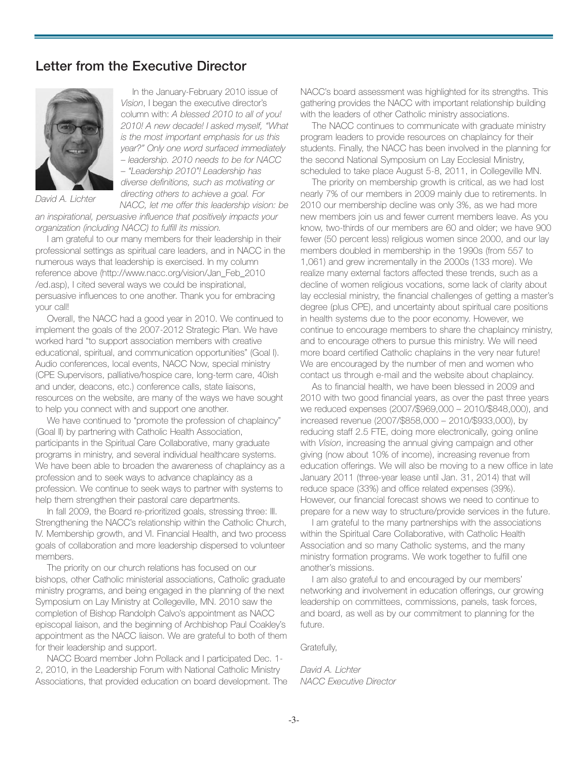## Letter from the Executive Director

*David A. Lichter*

In the January-February 2010 issue of *Vision*, I began the executive director's column with: *A blessed 2010 to all of you! 2010! A new decade! I asked myself, "What is the most important emphasis for us this year?" Only one word surfaced immediately – leadership. 2010 needs to be for NACC – "Leadership 2010"! Leadership has diverse definitions, such as motivating or directing others to achieve a goal. For NACC, let me offer this leadership vision: be an inspirational, persuasive influence that positively impacts your organization (including NACC) to fulfill its mission.*

I am grateful to our many members for their leadership in their professional settings as spiritual care leaders, and in NACC in the numerous ways that leadership is exercised. In my column reference above (http://www.nacc.org/vision/Jan_Feb_2010/ed.asp), I cited several ways we could be inspirational, persuasive influences to one another. Thank you for embracing your call!

Overall, the NACC had a good year in 2010. We continued to implement the goals of the 2007-2012 Strategic Plan. We have worked hard "to support association members with creative educational, spiritual, and communication opportunities" (Goal I). Audio conferences, local events, NACC Now, special ministry (CPE Supervisors, palliative/hospice care, long-term care, 40ish and under, deacons, etc.) conference calls, state liaisons, resources on the website, are many of the ways we have sought to help you connect with and support one another.

We have continued to "promote the profession of chaplaincy" (Goal II) by partnering with Catholic Health Association, participants in the Spiritual Care Collaborative, many graduate programs in ministry, and several individual healthcare systems. We have been able to broaden the awareness of chaplaincy as a profession and to seek ways to advance chaplaincy as a profession. We continue to seek ways to partner with systems to help them strengthen their pastoral care departments.

In fall 2009, the Board re-prioritized goals, stressing three: III. Strengthening the NACC's relationship within the Catholic Church, IV. Membership growth, and VI. Financial Health, and two process goals of collaboration and more leadership dispersed to volunteer members.

The priority on our church relations has focused on our bishops, other Catholic ministerial associations, Catholic graduate ministry programs, and being engaged in the planning of the next Symposium on Lay Ministry at Collegeville, MN. 2010 saw the completion of Bishop Randolph Calvo's appointment as NACC episcopal liaison, and the beginning of Archbishop Paul Coakley's appointment as the NACC liaison. We are grateful to both of them for their leadership and support.

NACC Board member John Pollack and I participated Dec. 1-2, 2010, in the Leadership Forum with National Catholic Ministry Associations, that provided education on board development. The NACC's board assessment was highlighted for its strengths. This gathering provides the NACC with important relationship building with the leaders of other Catholic ministry associations.

The NACC continues to communicate with graduate ministry program leaders to provide resources on chaplaincy for their students. Finally, the NACC has been involved in the planning for the second National Symposium on Lay Ecclesial Ministry, scheduled to take place August 5-8, 2011, in Collegeville MN.

The priority on membership growth is critical, as we had lost nearly 7% of our members in 2009 mainly due to retirements. In 2010 our membership decline was only 3%, as we had more new members join us and fewer current members leave. As you know, two-thirds of our members are 60 and older; we have 900 fewer (50 percent less) religious women since 2000, and our lay members doubled in membership in the 1990s (from 557 to 1,061) and grew incrementally in the 2000s (133 more). We realize many external factors affected these trends, such as a decline of women religious vocations, some lack of clarity about lay ecclesial ministry, the financial challenges of getting a master's degree (plus CPE), and uncertainty about spiritual care positions in health systems due to the poor economy. However, we continue to encourage members to share the chaplaincy ministry, and to encourage others to pursue this ministry. We will need more board certified Catholic chaplains in the very near future! We are encouraged by the number of men and women who contact us through e-mail and the website about chaplaincy.

As to financial health, we have been blessed in 2009 and 2010 with two good financial years, as over the past three years we reduced expenses (2007/$969,000 – 2010/$848,000), and increased revenue (2007/$858,000 – 2010/$933,000), by reducing staff 2.5 FTE, doing more electronically, going online with *Vision*, increasing the annual giving campaign and other giving (now about 10% of income), increasing revenue from education offerings. We will also be moving to a new office in late January 2011 (three-year lease until Jan. 31, 2014) that will reduce space (33%) and office related expenses (39%). However, our financial forecast shows we need to continue to prepare for a new way to structure/provide services in the future.

I am grateful to the many partnerships with the associations within the Spiritual Care Collaborative, with Catholic Health Association and so many Catholic systems, and the many ministry formation programs. We work together to fulfill one another's missions.

I am also grateful to and encouraged by our members' networking and involvement in education offerings, our growing leadership on committees, commissions, panels, task forces, and board, as well as by our commitment to planning for the future.

Gratefully,

*David A. Lichter*
*NACC Executive Director*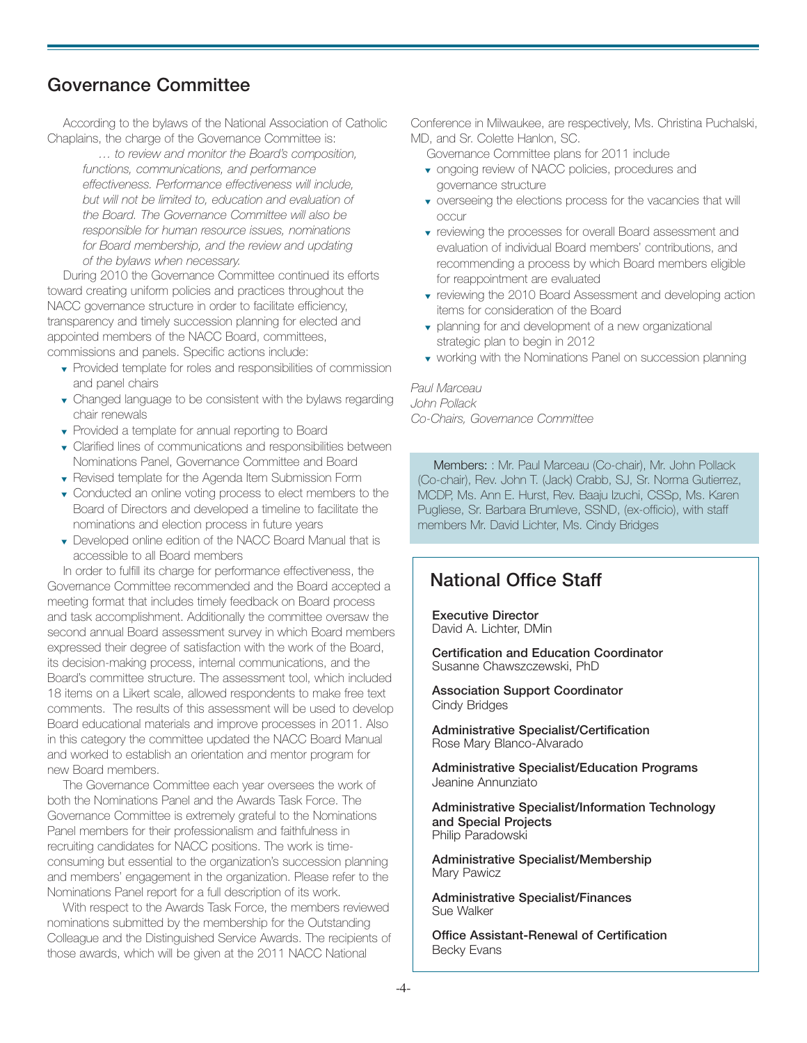## Governance Committee

According to the bylaws of the National Association of Catholic Chaplains, the charge of the Governance Committee is:

> *… to review and monitor the Board's composition, functions, communications, and performance effectiveness. Performance effectiveness will include, but will not be limited to, education and evaluation of the Board. The Governance Committee will also be responsible for human resource issues, nominations for Board membership, and the review and updating of the bylaws when necessary.*

During 2010 the Governance Committee continued its efforts toward creating uniform policies and practices throughout the NACC governance structure in order to facilitate efficiency, transparency and timely succession planning for elected and appointed members of the NACC Board, committees, commissions and panels. Specific actions include:

- Provided template for roles and responsibilities of commission and panel chairs
- Changed language to be consistent with the bylaws regarding chair renewals
- Provided a template for annual reporting to Board
- Clarified lines of communications and responsibilities between Nominations Panel, Governance Committee and Board
- Revised template for the Agenda Item Submission Form
- Conducted an online voting process to elect members to the Board of Directors and developed a timeline to facilitate the nominations and election process in future years
- Developed online edition of the NACC Board Manual that is accessible to all Board members

In order to fulfill its charge for performance effectiveness, the Governance Committee recommended and the Board accepted a meeting format that includes timely feedback on Board process and task accomplishment. Additionally the committee oversaw the second annual Board assessment survey in which Board members expressed their degree of satisfaction with the work of the Board, its decision-making process, internal communications, and the Board's committee structure. The assessment tool, which included 18 items on a Likert scale, allowed respondents to make free text comments. The results of this assessment will be used to develop Board educational materials and improve processes in 2011. Also in this category the committee updated the NACC Board Manual and worked to establish an orientation and mentor program for new Board members.

The Governance Committee each year oversees the work of both the Nominations Panel and the Awards Task Force. The Governance Committee is extremely grateful to the Nominations Panel members for their professionalism and faithfulness in recruiting candidates for NACC positions. The work is time-consuming but essential to the organization's succession planning and members' engagement in the organization. Please refer to the Nominations Panel report for a full description of its work.

With respect to the Awards Task Force, the members reviewed nominations submitted by the membership for the Outstanding Colleague and the Distinguished Service Awards. The recipients of those awards, which will be given at the 2011 NACC National Conference in Milwaukee, are respectively, Ms. Christina Puchalski, MD, and Sr. Colette Hanlon, SC.

Governance Committee plans for 2011 include

- ongoing review of NACC policies, procedures and governance structure
- overseeing the elections process for the vacancies that will occur
- reviewing the processes for overall Board assessment and evaluation of individual Board members' contributions, and recommending a process by which Board members eligible for reappointment are evaluated
- reviewing the 2010 Board Assessment and developing action items for consideration of the Board
- planning for and development of a new organizational strategic plan to begin in 2012
- working with the Nominations Panel on succession planning

*Paul Marceau*
*John Pollack*
*Co-Chairs, Governance Committee*

Members: : Mr. Paul Marceau (Co-chair), Mr. John Pollack (Co-chair), Rev. John T. (Jack) Crabb, SJ, Sr. Norma Gutierrez, MCDP, Ms. Ann E. Hurst, Rev. Baaju Izuchi, CSSp, Ms. Karen Pugliese, Sr. Barbara Brumleve, SSND, (ex-officio), with staff members Mr. David Lichter, Ms. Cindy Bridges

## National Office Staff

**Executive Director**
David A. Lichter, DMin

**Certification and Education Coordinator**
Susanne Chawszczewski, PhD

**Association Support Coordinator**
Cindy Bridges

**Administrative Specialist/Certification**
Rose Mary Blanco-Alvarado

**Administrative Specialist/Education Programs**
Jeanine Annunziato

**Administrative Specialist/Information Technology and Special Projects**
Philip Paradowski

**Administrative Specialist/Membership**
Mary Pawicz

**Administrative Specialist/Finances**
Sue Walker

**Office Assistant-Renewal of Certification**
Becky Evans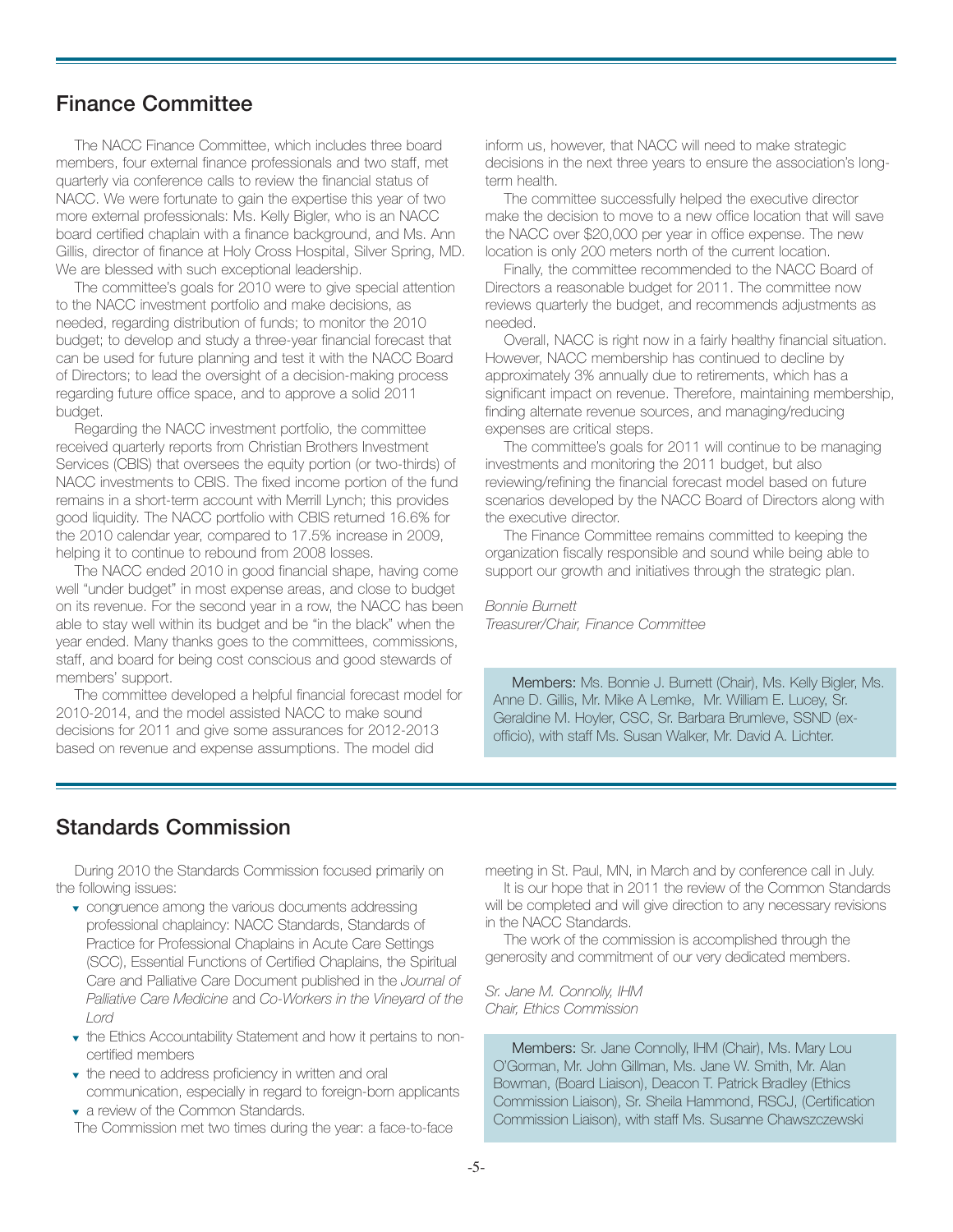## Finance Committee

The NACC Finance Committee, which includes three board members, four external finance professionals and two staff, met quarterly via conference calls to review the financial status of NACC. We were fortunate to gain the expertise this year of two more external professionals: Ms. Kelly Bigler, who is an NACC board certified chaplain with a finance background, and Ms. Ann Gillis, director of finance at Holy Cross Hospital, Silver Spring, MD. We are blessed with such exceptional leadership.

The committee's goals for 2010 were to give special attention to the NACC investment portfolio and make decisions, as needed, regarding distribution of funds; to monitor the 2010 budget; to develop and study a three-year financial forecast that can be used for future planning and test it with the NACC Board of Directors; to lead the oversight of a decision-making process regarding future office space, and to approve a solid 2011 budget.

Regarding the NACC investment portfolio, the committee received quarterly reports from Christian Brothers Investment Services (CBIS) that oversees the equity portion (or two-thirds) of NACC investments to CBIS. The fixed income portion of the fund remains in a short-term account with Merrill Lynch; this provides good liquidity. The NACC portfolio with CBIS returned 16.6% for the 2010 calendar year, compared to 17.5% increase in 2009, helping it to continue to rebound from 2008 losses.

The NACC ended 2010 in good financial shape, having come well "under budget" in most expense areas, and close to budget on its revenue. For the second year in a row, the NACC has been able to stay well within its budget and be "in the black" when the year ended. Many thanks goes to the committees, commissions, staff, and board for being cost conscious and good stewards of members' support.

The committee developed a helpful financial forecast model for 2010-2014, and the model assisted NACC to make sound decisions for 2011 and give some assurances for 2012-2013 based on revenue and expense assumptions. The model did inform us, however, that NACC will need to make strategic decisions in the next three years to ensure the association's long-term health.

The committee successfully helped the executive director make the decision to move to a new office location that will save the NACC over $20,000 per year in office expense. The new location is only 200 meters north of the current location.

Finally, the committee recommended to the NACC Board of Directors a reasonable budget for 2011. The committee now reviews quarterly the budget, and recommends adjustments as needed.

Overall, NACC is right now in a fairly healthy financial situation. However, NACC membership has continued to decline by approximately 3% annually due to retirements, which has a significant impact on revenue. Therefore, maintaining membership, finding alternate revenue sources, and managing/reducing expenses are critical steps.

The committee's goals for 2011 will continue to be managing investments and monitoring the 2011 budget, but also reviewing/refining the financial forecast model based on future scenarios developed by the NACC Board of Directors along with the executive director.

The Finance Committee remains committed to keeping the organization fiscally responsible and sound while being able to support our growth and initiatives through the strategic plan.

*Bonnie Burnett*
*Treasurer/Chair, Finance Committee*

**Members:** Ms. Bonnie J. Burnett (Chair), Ms. Kelly Bigler, Ms. Anne D. Gillis, Mr. Mike A Lemke, Mr. William E. Lucey, Sr. Geraldine M. Hoyler, CSC, Sr. Barbara Brumleve, SSND (ex-officio), with staff Ms. Susan Walker, Mr. David A. Lichter.

## Standards Commission

During 2010 the Standards Commission focused primarily on the following issues:

- congruence among the various documents addressing professional chaplaincy: NACC Standards, Standards of Practice for Professional Chaplains in Acute Care Settings (SCC), Essential Functions of Certified Chaplains, the Spiritual Care and Palliative Care Document published in the *Journal of Palliative Care Medicine* and *Co-Workers in the Vineyard of the Lord*
- the Ethics Accountability Statement and how it pertains to non-certified members
- the need to address proficiency in written and oral communication, especially in regard to foreign-born applicants
- a review of the Common Standards.

The Commission met two times during the year: a face-to-face meeting in St. Paul, MN, in March and by conference call in July.

It is our hope that in 2011 the review of the Common Standards will be completed and will give direction to any necessary revisions in the NACC Standards.

The work of the commission is accomplished through the generosity and commitment of our very dedicated members.

*Sr. Jane M. Connolly, IHM*
*Chair, Ethics Commission*

**Members:** Sr. Jane Connolly, IHM (Chair), Ms. Mary Lou O'Gorman, Mr. John Gillman, Ms. Jane W. Smith, Mr. Alan Bowman, (Board Liaison), Deacon T. Patrick Bradley (Ethics Commission Liaison), Sr. Sheila Hammond, RSCJ, (Certification Commission Liaison), with staff Ms. Susanne Chawszczewski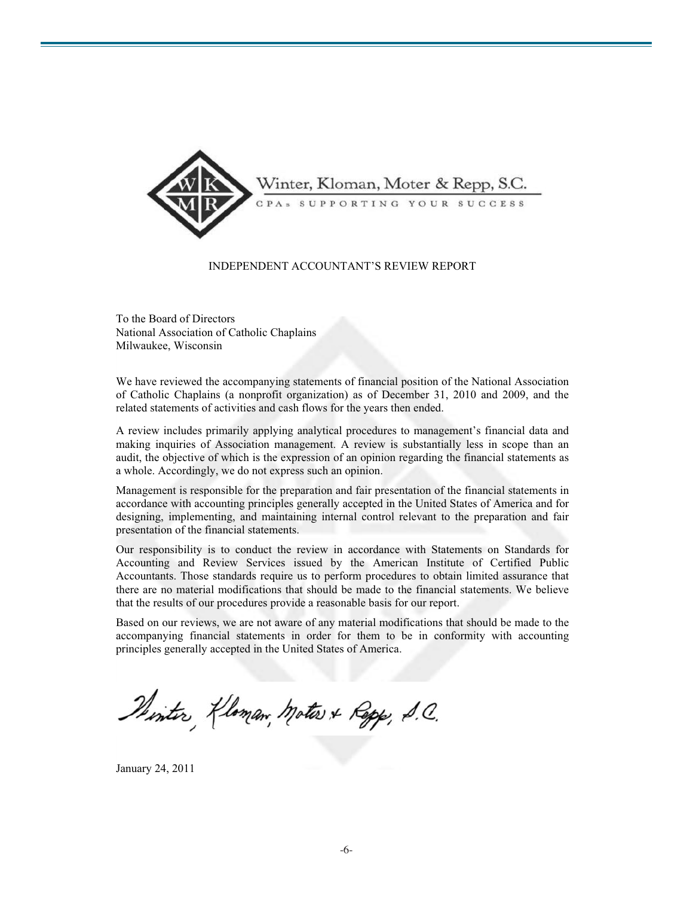Winter, Kloman, Moter & Repp, S.C.

CPAs SUPPORTING YOUR SUCCESS

## INDEPENDENT ACCOUNTANT'S REVIEW REPORT

To the Board of Directors
National Association of Catholic Chaplains
Milwaukee, Wisconsin

We have reviewed the accompanying statements of financial position of the National Association of Catholic Chaplains (a nonprofit organization) as of December 31, 2010 and 2009, and the related statements of activities and cash flows for the years then ended.

A review includes primarily applying analytical procedures to management's financial data and making inquiries of Association management. A review is substantially less in scope than an audit, the objective of which is the expression of an opinion regarding the financial statements as a whole. Accordingly, we do not express such an opinion.

Management is responsible for the preparation and fair presentation of the financial statements in accordance with accounting principles generally accepted in the United States of America and for designing, implementing, and maintaining internal control relevant to the preparation and fair presentation of the financial statements.

Our responsibility is to conduct the review in accordance with Statements on Standards for Accounting and Review Services issued by the American Institute of Certified Public Accountants. Those standards require us to perform procedures to obtain limited assurance that there are no material modifications that should be made to the financial statements. We believe that the results of our procedures provide a reasonable basis for our report.

Based on our reviews, we are not aware of any material modifications that should be made to the accompanying financial statements in order for them to be in conformity with accounting principles generally accepted in the United States of America.

*Winter, Kloman, Moter & Repp, S.C.*

January 24, 2011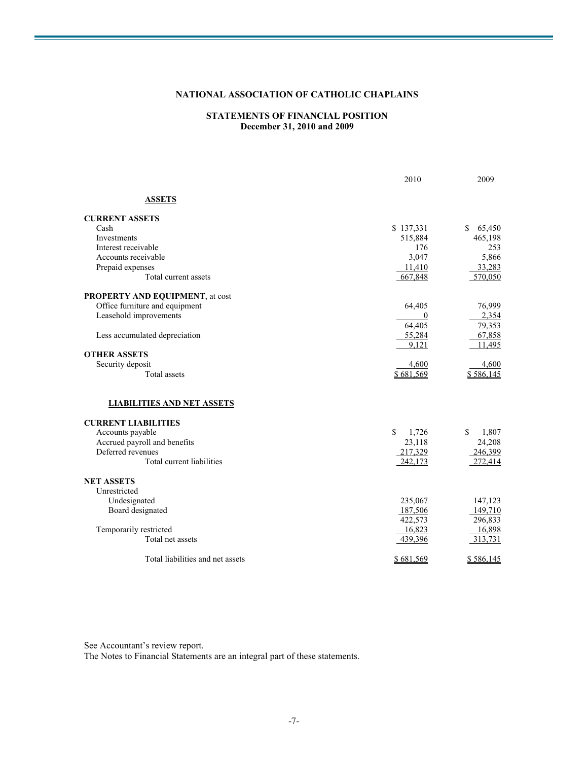# NATIONAL ASSOCIATION OF CATHOLIC CHAPLAINS

## STATEMENTS OF FINANCIAL POSITION
**December 31, 2010 and 2009**

| | 2010 | 2009 |
|---|---|---|
| **ASSETS** | | |
| **CURRENT ASSETS** | | |
| Cash | $ 137,331 | $ 65,450 |
| Investments | 515,884 | 465,198 |
| Interest receivable | 176 | 253 |
| Accounts receivable | 3,047 | 5,866 |
| Prepaid expenses | 11,410 | 33,283 |
| Total current assets | 667,848 | 570,050 |
| **PROPERTY AND EQUIPMENT**, at cost | | |
| Office furniture and equipment | 64,405 | 76,999 |
| Leasehold improvements | 0 | 2,354 |
| | 64,405 | 79,353 |
| Less accumulated depreciation | 55,284 | 67,858 |
| | 9,121 | 11,495 |
| **OTHER ASSETS** | | |
| Security deposit | 4,600 | 4,600 |
| Total assets | $ 681,569 | $ 586,145 |
| **LIABILITIES AND NET ASSETS** | | |
| **CURRENT LIABILITIES** | | |
| Accounts payable | $ 1,726 | $ 1,807 |
| Accrued payroll and benefits | 23,118 | 24,208 |
| Deferred revenues | 217,329 | 246,399 |
| Total current liabilities | 242,173 | 272,414 |
| **NET ASSETS** | | |
| Unrestricted | | |
| Undesignated | 235,067 | 147,123 |
| Board designated | 187,506 | 149,710 |
| | 422,573 | 296,833 |
| Temporarily restricted | 16,823 | 16,898 |
| Total net assets | 439,396 | 313,731 |
| Total liabilities and net assets | $ 681,569 | $ 586,145 |

See Accountant's review report.
The Notes to Financial Statements are an integral part of these statements.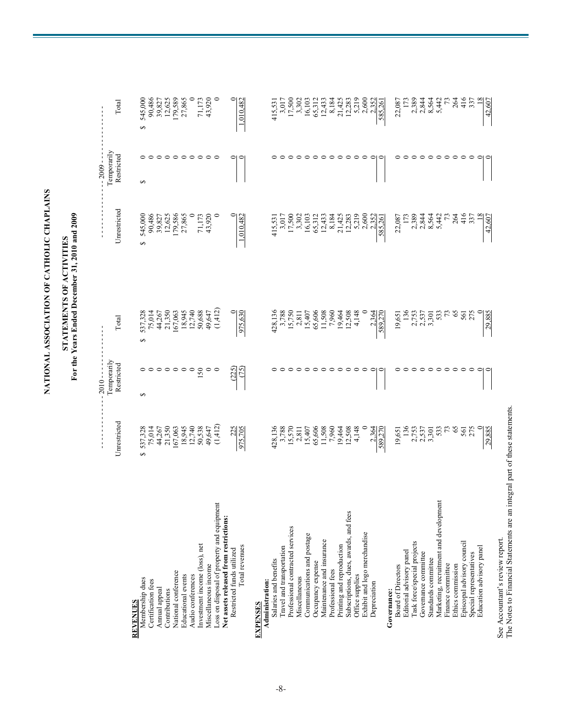# NATIONAL ASSOCIATION OF CATHOLIC CHAPLAINS

## STATEMENTS OF ACTIVITIES
### For the Years Ended December 31, 2010 and 2009

| | 2010 | | | 2009 | | |
|---|---|---|---|---|---|---|
| | Unrestricted | Temporarily Restricted | Total | Unrestricted | Temporarily Restricted | Total |
| **REVENUES** | | | | | | |
| Membership dues | $ 537,328 | $ 0 | $ 537,328 | $ 545,000 | $ 0 | $ 545,000 |
| Certification fees | 75,014 | 0 | 75,014 | 90,486 | 0 | 90,486 |
| Annual appeal | 44,267 | 0 | 44,267 | 39,827 | 0 | 39,827 |
| Contributions | 21,350 | 0 | 21,350 | 12,625 | 0 | 12,625 |
| National conference | 167,063 | 0 | 167,063 | 179,586 | 3 | 179,589 |
| Educational events | 18,945 | 0 | 18,945 | 27,865 | 0 | 27,865 |
| Audio conferences | 12,740 | 0 | 12,740 | 0 | 0 | 0 |
| Investment income (loss), net | 50,538 | 150 | 50,688 | 71,173 | 0 | 71,173 |
| Miscellaneous income | 49,647 | 0 | 49,647 | 43,920 | 0 | 43,920 |
| Loss on disposal of property and equipment | (1,412) | 0 | (1,412) | 0 | 0 | 0 |
| **Net assets released from restrictions:** | | | | | | |
| Restricted funds utilized | 225 | (225) | 0 | 0 | 0 | 0 |
| Total revenues | 975,705 | (75) | 975,630 | 1,010,482 | 0 | 1,010,482 |
| **EXPENSES** | | | | | | |
| **Administration:** | | | | | | |
| Salaries and benefits | 428,136 | 0 | 428,136 | 415,531 | 0 | 415,531 |
| Travel and transportation | 3,788 | 0 | 3,788 | 3,017 | 0 | 3,017 |
| Professional contracted services | 15,570 | 0 | 15,750 | 17,500 | 0 | 17,500 |
| Miscellaneous | 2,811 | 0 | 2,811 | 3,302 | 0 | 3,302 |
| Communications and postage | 15,407 | 0 | 15,407 | 16,103 | 0 | 16,103 |
| Occupancy expense | 65,606 | 0 | 65,606 | 65,312 | 0 | 65,312 |
| Maintenance and insurance | 11,508 | 0 | 11,508 | 12,433 | 0 | 12,433 |
| Professional fees | 7,960 | 0 | 7,960 | 8,184 | 0 | 8,184 |
| Printing and reproduction | 19,464 | 0 | 19,464 | 21,425 | 0 | 21,425 |
| Subscriptions, dues, awards, and fees | 12,508 | 0 | 12,508 | 12,283 | 0 | 12,283 |
| Office supplies | 4,148 | 0 | 4,148 | 5,219 | 0 | 5,219 |
| Exhibit and logo merchandise | 0 | 0 | 0 | 2,600 | 0 | 2,600 |
| Depreciation | 2,364 | 0 | 2,364 | 2,352 | 0 | 2,352 |
| | 589,270 | 0 | 589,270 | 585,261 | 0 | 585,261 |
| **Governance:** | | | | | | |
| Board of Directors | 19,651 | 0 | 19,651 | 22,087 | 0 | 22,087 |
| Editorial advisory panel | 136 | 0 | 136 | 173 | 0 | 173 |
| Task force/special projects | 2,753 | 0 | 2,753 | 2,389 | 0 | 2,389 |
| Governance committee | 2,537 | 0 | 2,537 | 2,844 | 0 | 2,844 |
| Standards committee | 3,301 | 0 | 3,301 | 8,564 | 0 | 8,564 |
| Marketing, recruitment and development | 533 | 0 | 533 | 5,442 | 0 | 5,442 |
| Finance committee | 73 | 0 | 73 | 73 | 0 | 73 |
| Ethics commission | 65 | 0 | 65 | 264 | 0 | 264 |
| Episcopal advisory council | 561 | 0 | 561 | 416 | 0 | 416 |
| Special representatives | 275 | 0 | 275 | 337 | 0 | 337 |
| Education advisory panel | 0 | 0 | 0 | 18 | 0 | 18 |
| | 29,885 | 0 | 29,885 | 42,607 | 0 | 42,607 |

See Accountant's review report.
The Notes to Financial Statements are an integral part of these statements.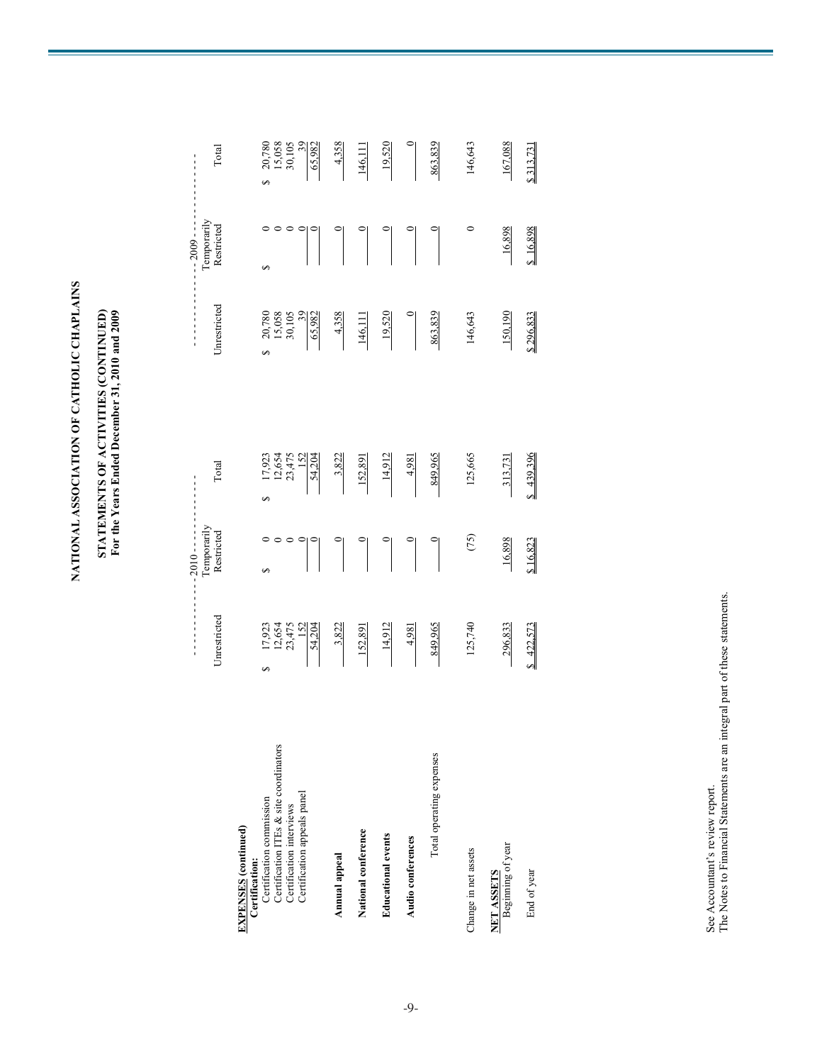# NATIONAL ASSOCIATION OF CATHOLIC CHAPLAINS

## STATEMENTS OF ACTIVITIES (CONTINUED)
### For the Years Ended December 31, 2010 and 2009

| | 2010 | | | 2009 | | |
|---|---|---|---|---|---|---|
| | Unrestricted | Temporarily Restricted | Total | Unrestricted | Temporarily Restricted | Total |
| **EXPENSES (continued)** | | | | | | |
| **Certification:** | | | | | | |
| Certification commission | $ 17,923 | $ 0 | $ 17,923 | $ 20,780 | $ 0 | $ 20,780 |
| Certification ITEs & site coordinators | 12,654 | 0 | 12,654 | 15,058 | 0 | 15,058 |
| Certification interviews | 23,475 | 0 | 23,475 | 30,105 | 0 | 30,105 |
| Certification appeals panel | 152 | 0 | 152 | 39 | 0 | 39 |
| | 54,204 | 0 | 54,204 | 65,982 | 0 | 65,982 |
| **Annual appeal** | 3,822 | 0 | 3,822 | 4,358 | 0 | 4,358 |
| **National conference** | 152,891 | 0 | 152,891 | 146,111 | 0 | 146,111 |
| **Educational events** | 14,912 | 0 | 14,912 | 19,520 | 0 | 19,520 |
| **Audio conferences** | 4,981 | 0 | 4,981 | 0 | 0 | 0 |
| Total operating expenses | 849,965 | 0 | 849,965 | 863,839 | 0 | 863,839 |
| Change in net assets | 125,740 | (75) | 125,665 | 146,643 | 0 | 146,643 |
| **NET ASSETS** | | | | | | |
| Beginning of year | 296,833 | 16,898 | 313,731 | 150,190 | 16,898 | 167,088 |
| End of year | $ 422,573 | $ 16,823 | $ 439,396 | $ 296,833 | $ 16,898 | $ 313,731 |

See Accountant's review report.
The Notes to Financial Statements are an integral part of these statements.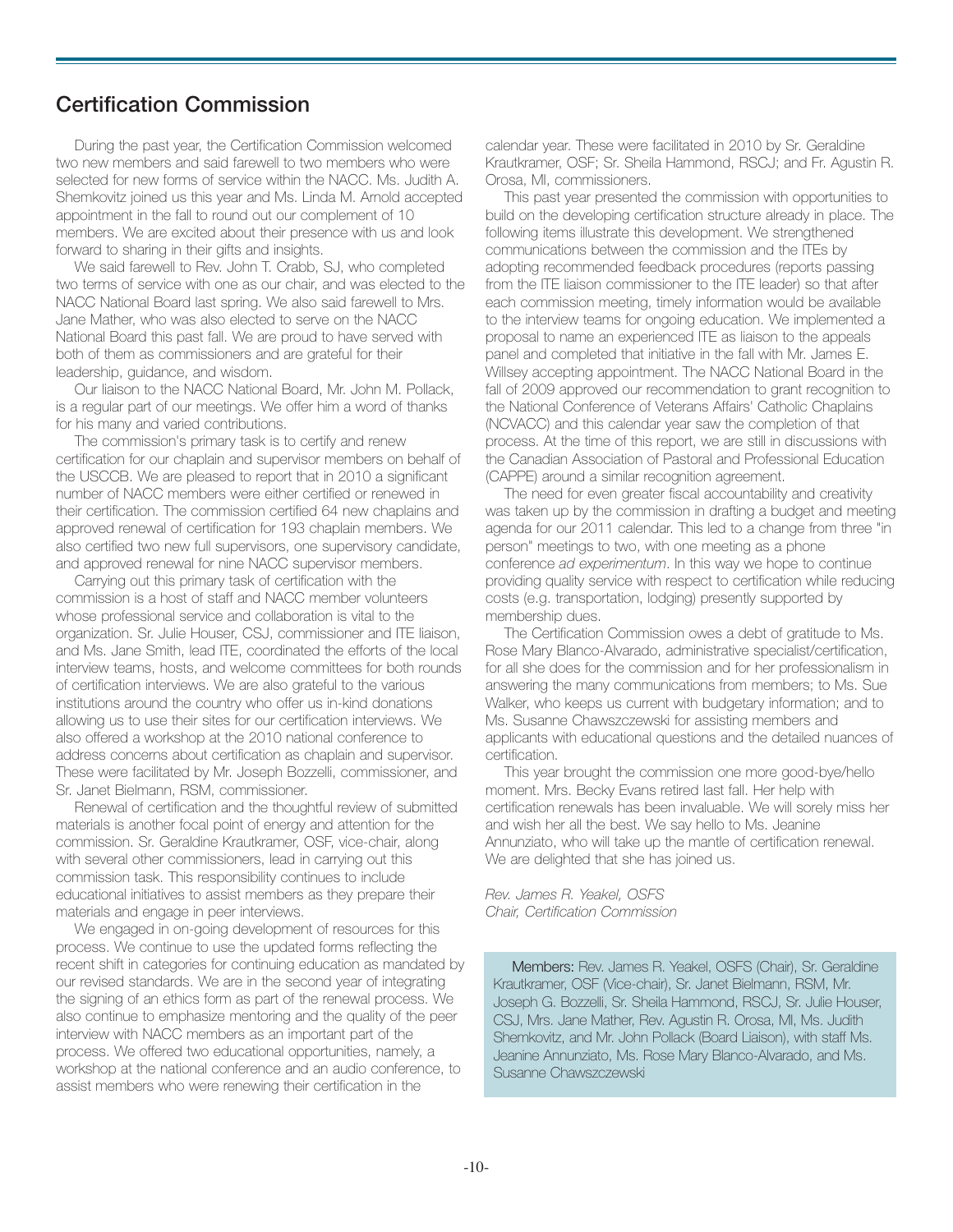## Certification Commission

During the past year, the Certification Commission welcomed two new members and said farewell to two members who were selected for new forms of service within the NACC. Ms. Judith A. Shemkovitz joined us this year and Ms. Linda M. Arnold accepted appointment in the fall to round out our complement of 10 members. We are excited about their presence with us and look forward to sharing in their gifts and insights.

We said farewell to Rev. John T. Crabb, SJ, who completed two terms of service with one as our chair, and was elected to the NACC National Board last spring. We also said farewell to Mrs. Jane Mather, who was also elected to serve on the NACC National Board this past fall. We are proud to have served with both of them as commissioners and are grateful for their leadership, guidance, and wisdom.

Our liaison to the NACC National Board, Mr. John M. Pollack, is a regular part of our meetings. We offer him a word of thanks for his many and varied contributions.

The commission's primary task is to certify and renew certification for our chaplain and supervisor members on behalf of the USCCB. We are pleased to report that in 2010 a significant number of NACC members were either certified or renewed in their certification. The commission certified 64 new chaplains and approved renewal of certification for 193 chaplain members. We also certified two new full supervisors, one supervisory candidate, and approved renewal for nine NACC supervisor members.

Carrying out this primary task of certification with the commission is a host of staff and NACC member volunteers whose professional service and collaboration is vital to the organization. Sr. Julie Houser, CSJ, commissioner and ITE liaison, and Ms. Jane Smith, lead ITE, coordinated the efforts of the local interview teams, hosts, and welcome committees for both rounds of certification interviews. We are also grateful to the various institutions around the country who offer us in-kind donations allowing us to use their sites for our certification interviews. We also offered a workshop at the 2010 national conference to address concerns about certification as chaplain and supervisor. These were facilitated by Mr. Joseph Bozzelli, commissioner, and Sr. Janet Bielmann, RSM, commissioner.

Renewal of certification and the thoughtful review of submitted materials is another focal point of energy and attention for the commission. Sr. Geraldine Krautkramer, OSF, vice-chair, along with several other commissioners, lead in carrying out this commission task. This responsibility continues to include educational initiatives to assist members as they prepare their materials and engage in peer interviews.

We engaged in on-going development of resources for this process. We continue to use the updated forms reflecting the recent shift in categories for continuing education as mandated by our revised standards. We are in the second year of integrating the signing of an ethics form as part of the renewal process. We also continue to emphasize mentoring and the quality of the peer interview with NACC members as an important part of the process. We offered two educational opportunities, namely, a workshop at the national conference and an audio conference, to assist members who were renewing their certification in the calendar year. These were facilitated in 2010 by Sr. Geraldine Krautkramer, OSF; Sr. Sheila Hammond, RSCJ; and Fr. Agustin R. Orosa, MI, commissioners.

This past year presented the commission with opportunities to build on the developing certification structure already in place. The following items illustrate this development. We strengthened communications between the commission and the ITEs by adopting recommended feedback procedures (reports passing from the ITE liaison commissioner to the ITE leader) so that after each commission meeting, timely information would be available to the interview teams for ongoing education. We implemented a proposal to name an experienced ITE as liaison to the appeals panel and completed that initiative in the fall with Mr. James E. Willsey accepting appointment. The NACC National Board in the fall of 2009 approved our recommendation to grant recognition to the National Conference of Veterans Affairs' Catholic Chaplains (NCVACC) and this calendar year saw the completion of that process. At the time of this report, we are still in discussions with the Canadian Association of Pastoral and Professional Education (CAPPE) around a similar recognition agreement.

The need for even greater fiscal accountability and creativity was taken up by the commission in drafting a budget and meeting agenda for our 2011 calendar. This led to a change from three "in person" meetings to two, with one meeting as a phone conference *ad experimentum*. In this way we hope to continue providing quality service with respect to certification while reducing costs (e.g. transportation, lodging) presently supported by membership dues.

The Certification Commission owes a debt of gratitude to Ms. Rose Mary Blanco-Alvarado, administrative specialist/certification, for all she does for the commission and for her professionalism in answering the many communications from members; to Ms. Sue Walker, who keeps us current with budgetary information; and to Ms. Susanne Chawszczewski for assisting members and applicants with educational questions and the detailed nuances of certification.

This year brought the commission one more good-bye/hello moment. Mrs. Becky Evans retired last fall. Her help with certification renewals has been invaluable. We will sorely miss her and wish her all the best. We say hello to Ms. Jeanine Annunziato, who will take up the mantle of certification renewal. We are delighted that she has joined us.

*Rev. James R. Yeakel, OSFS*
*Chair, Certification Commission*

**Members:** Rev. James R. Yeakel, OSFS (Chair), Sr. Geraldine Krautkramer, OSF (Vice-chair), Sr. Janet Bielmann, RSM, Mr. Joseph G. Bozzelli, Sr. Sheila Hammond, RSCJ, Sr. Julie Houser, CSJ, Mrs. Jane Mather, Rev. Agustin R. Orosa, MI, Ms. Judith Shemkovitz, and Mr. John Pollack (Board Liaison), with staff Ms. Jeanine Annunziato, Ms. Rose Mary Blanco-Alvarado, and Ms. Susanne Chawszczewski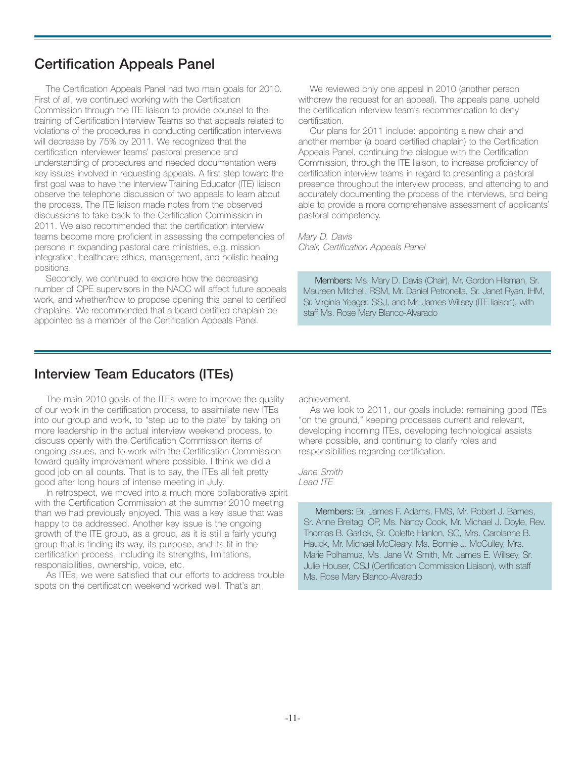## Certification Appeals Panel

The Certification Appeals Panel had two main goals for 2010. First of all, we continued working with the Certification Commission through the ITE liaison to provide counsel to the training of Certification Interview Teams so that appeals related to violations of the procedures in conducting certification interviews will decrease by 75% by 2011. We recognized that the certification interviewer teams' pastoral presence and understanding of procedures and needed documentation were key issues involved in requesting appeals. A first step toward the first goal was to have the Interview Training Educator (ITE) liaison observe the telephone discussion of two appeals to learn about the process. The ITE liaison made notes from the observed discussions to take back to the Certification Commission in 2011. We also recommended that the certification interview teams become more proficient in assessing the competencies of persons in expanding pastoral care ministries, e.g. mission integration, healthcare ethics, management, and holistic healing positions.

Secondly, we continued to explore how the decreasing number of CPE supervisors in the NACC will affect future appeals work, and whether/how to propose opening this panel to certified chaplains. We recommended that a board certified chaplain be appointed as a member of the Certification Appeals Panel.

We reviewed only one appeal in 2010 (another person withdrew the request for an appeal). The appeals panel upheld the certification interview team's recommendation to deny certification.

Our plans for 2011 include: appointing a new chair and another member (a board certified chaplain) to the Certification Appeals Panel, continuing the dialogue with the Certification Commission, through the ITE liaison, to increase proficiency of certification interview teams in regard to presenting a pastoral presence throughout the interview process, and attending to and accurately documenting the process of the interviews, and being able to provide a more comprehensive assessment of applicants' pastoral competency.

*Mary D. Davis*
*Chair, Certification Appeals Panel*

**Members:** Ms. Mary D. Davis (Chair), Mr. Gordon Hilsman, Sr. Maureen Mitchell, RSM, Mr. Daniel Petronella, Sr. Janet Ryan, IHM, Sr. Virginia Yeager, SSJ, and Mr. James Willsey (ITE liaison), with staff Ms. Rose Mary Blanco-Alvarado

## Interview Team Educators (ITEs)

The main 2010 goals of the ITEs were to improve the quality of our work in the certification process, to assimilate new ITEs into our group and work, to "step up to the plate" by taking on more leadership in the actual interview weekend process, to discuss openly with the Certification Commission items of ongoing issues, and to work with the Certification Commission toward quality improvement where possible. I think we did a good job on all counts. That is to say, the ITEs all felt pretty good after long hours of intense meeting in July.

In retrospect, we moved into a much more collaborative spirit with the Certification Commission at the summer 2010 meeting than we had previously enjoyed. This was a key issue that was happy to be addressed. Another key issue is the ongoing growth of the ITE group, as a group, as it is still a fairly young group that is finding its way, its purpose, and its fit in the certification process, including its strengths, limitations, responsibilities, ownership, voice, etc.

As ITEs, we were satisfied that our efforts to address trouble spots on the certification weekend worked well. That's an achievement.

As we look to 2011, our goals include: remaining good ITEs "on the ground," keeping processes current and relevant, developing incoming ITEs, developing technological assists where possible, and continuing to clarify roles and responsibilities regarding certification.

*Jane Smith*
*Lead ITE*

**Members:** Br. James F. Adams, FMS, Mr. Robert J. Barnes, Sr. Anne Breitag, OP, Ms. Nancy Cook, Mr. Michael J. Doyle, Rev. Thomas B. Garlick, Sr. Colette Hanlon, SC, Mrs. Carolanne B. Hauck, Mr. Michael McCleary, Ms. Bonnie J. McCulley, Mrs. Marie Polhamus, Ms. Jane W. Smith, Mr. James E. Willsey, Sr. Julie Houser, CSJ (Certification Commission Liaison), with staff Ms. Rose Mary Blanco-Alvarado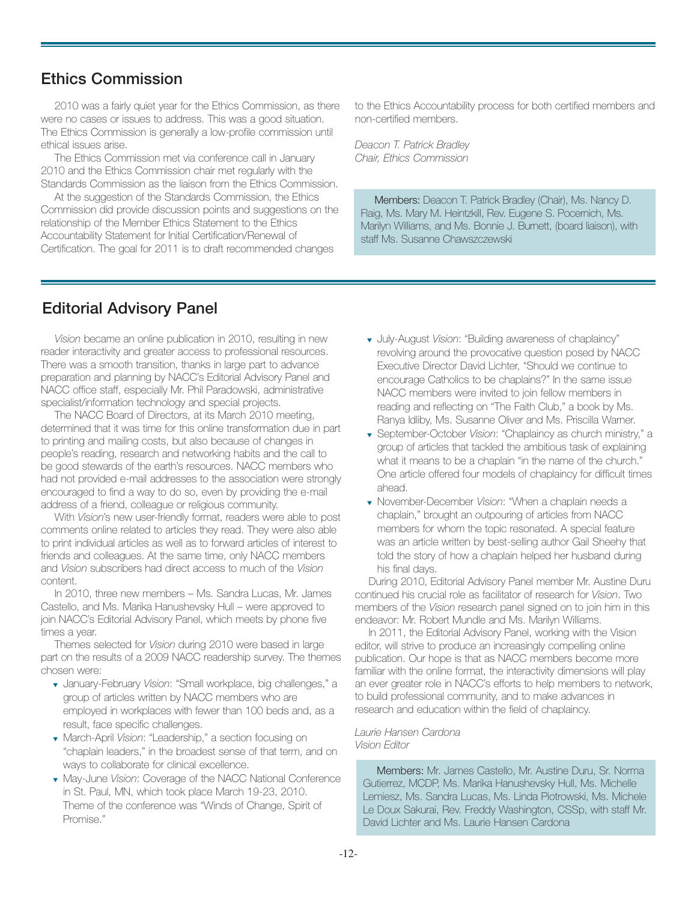## Ethics Commission

2010 was a fairly quiet year for the Ethics Commission, as there were no cases or issues to address. This was a good situation. The Ethics Commission is generally a low-profile commission until ethical issues arise.

The Ethics Commission met via conference call in January 2010 and the Ethics Commission chair met regularly with the Standards Commission as the liaison from the Ethics Commission.

At the suggestion of the Standards Commission, the Ethics Commission did provide discussion points and suggestions on the relationship of the Member Ethics Statement to the Ethics Accountability Statement for Initial Certification/Renewal of Certification. The goal for 2011 is to draft recommended changes to the Ethics Accountability process for both certified members and non-certified members.

*Deacon T. Patrick Bradley*
*Chair, Ethics Commission*

**Members:** Deacon T. Patrick Bradley (Chair), Ms. Nancy D. Flaig, Ms. Mary M. Heintzkill, Rev. Eugene S. Pocernich, Ms. Marilyn Williams, and Ms. Bonnie J. Burnett, (board liaison), with staff Ms. Susanne Chawszczewski

## Editorial Advisory Panel

*Vision* became an online publication in 2010, resulting in new reader interactivity and greater access to professional resources. There was a smooth transition, thanks in large part to advance preparation and planning by NACC's Editorial Advisory Panel and NACC office staff, especially Mr. Phil Paradowski, administrative specialist/information technology and special projects.

The NACC Board of Directors, at its March 2010 meeting, determined that it was time for this online transformation due in part to printing and mailing costs, but also because of changes in people's reading, research and networking habits and the call to be good stewards of the earth's resources. NACC members who had not provided e-mail addresses to the association were strongly encouraged to find a way to do so, even by providing the e-mail address of a friend, colleague or religious community.

With *Vision*'s new user-friendly format, readers were able to post comments online related to articles they read. They were also able to print individual articles as well as to forward articles of interest to friends and colleagues. At the same time, only NACC members and *Vision* subscribers had direct access to much of the *Vision* content.

In 2010, three new members – Ms. Sandra Lucas, Mr. James Castello, and Ms. Marika Hanushevsky Hull – were approved to join NACC's Editorial Advisory Panel, which meets by phone five times a year.

Themes selected for *Vision* during 2010 were based in large part on the results of a 2009 NACC readership survey. The themes chosen were:

- January-February *Vision*: "Small workplace, big challenges," a group of articles written by NACC members who are employed in workplaces with fewer than 100 beds and, as a result, face specific challenges.
- March-April *Vision*: "Leadership," a section focusing on "chaplain leaders," in the broadest sense of that term, and on ways to collaborate for clinical excellence.
- May-June *Vision*: Coverage of the NACC National Conference in St. Paul, MN, which took place March 19-23, 2010. Theme of the conference was "Winds of Change, Spirit of Promise."
- July-August *Vision*: "Building awareness of chaplaincy" revolving around the provocative question posed by NACC Executive Director David Lichter, "Should we continue to encourage Catholics to be chaplains?" In the same issue NACC members were invited to join fellow members in reading and reflecting on "The Faith Club," a book by Ms. Ranya Idliby, Ms. Susanne Oliver and Ms. Priscilla Warner.
- September-October *Vision*: "Chaplaincy as church ministry," a group of articles that tackled the ambitious task of explaining what it means to be a chaplain "in the name of the church." One article offered four models of chaplaincy for difficult times ahead.
- November-December *Vision*: "When a chaplain needs a chaplain," brought an outpouring of articles from NACC members for whom the topic resonated. A special feature was an article written by best-selling author Gail Sheehy that told the story of how a chaplain helped her husband during his final days.

During 2010, Editorial Advisory Panel member Mr. Austine Duru continued his crucial role as facilitator of research for *Vision*. Two members of the *Vision* research panel signed on to join him in this endeavor: Mr. Robert Mundle and Ms. Marilyn Williams.

In 2011, the Editorial Advisory Panel, working with the Vision editor, will strive to produce an increasingly compelling online publication. Our hope is that as NACC members become more familiar with the online format, the interactivity dimensions will play an ever greater role in NACC's efforts to help members to network, to build professional community, and to make advances in research and education within the field of chaplaincy.

*Laurie Hansen Cardona*
*Vision Editor*

**Members:** Mr. James Castello, Mr. Austine Duru, Sr. Norma Gutierrez, MCDP, Ms. Marika Hanushevsky Hull, Ms. Michelle Lemiesz, Ms. Sandra Lucas, Ms. Linda Piotrowski, Ms. Michele Le Doux Sakurai, Rev. Freddy Washington, CSSp, with staff Mr. David Lichter and Ms. Laurie Hansen Cardona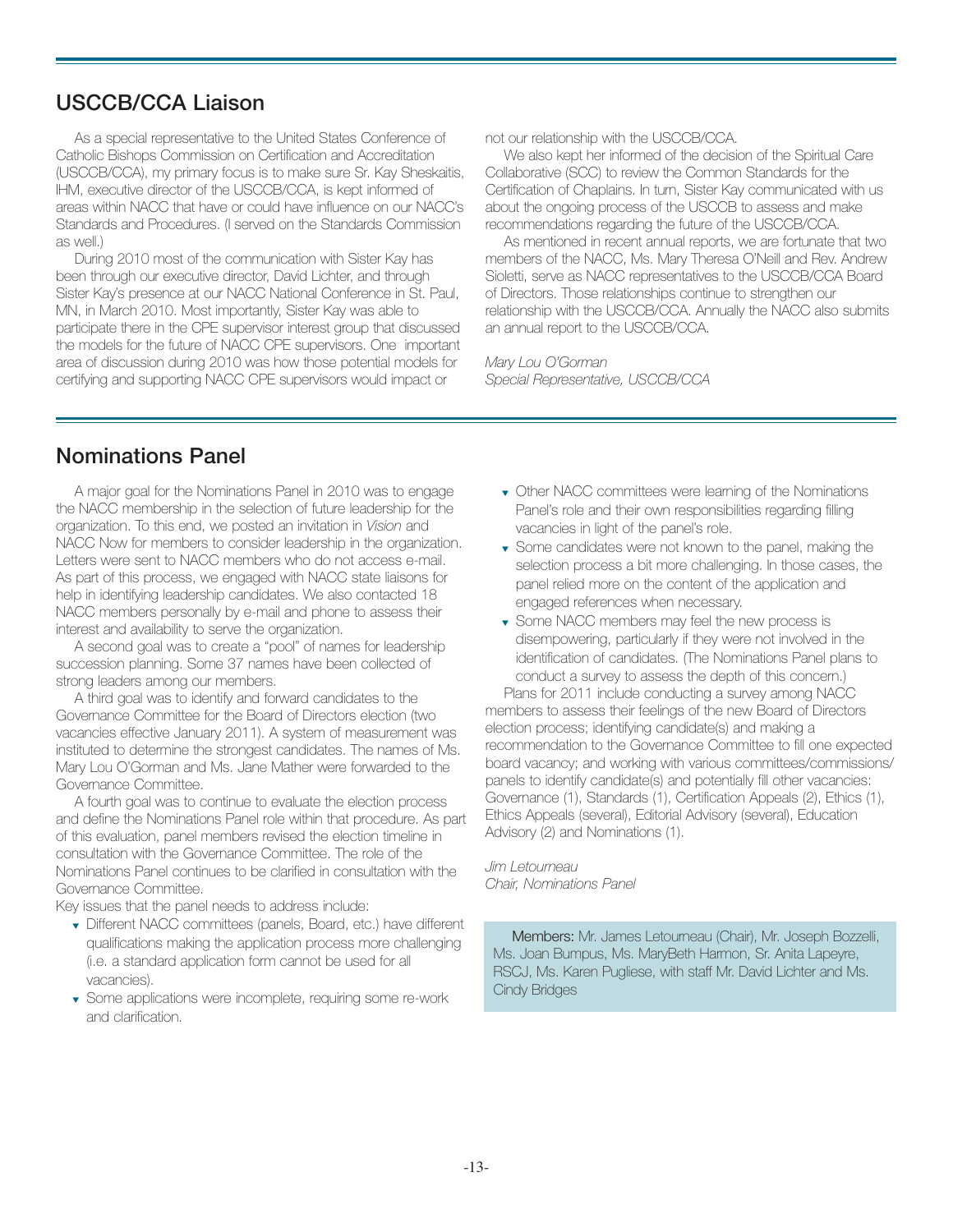## USCCB/CCA Liaison

As a special representative to the United States Conference of Catholic Bishops Commission on Certification and Accreditation (USCCB/CCA), my primary focus is to make sure Sr. Kay Sheskaitis, IHM, executive director of the USCCB/CCA, is kept informed of areas within NACC that have or could have influence on our NACC's Standards and Procedures. (I served on the Standards Commission as well.)

During 2010 most of the communication with Sister Kay has been through our executive director, David Lichter, and through Sister Kay's presence at our NACC National Conference in St. Paul, MN, in March 2010. Most importantly, Sister Kay was able to participate there in the CPE supervisor interest group that discussed the models for the future of NACC CPE supervisors. One important area of discussion during 2010 was how those potential models for certifying and supporting NACC CPE supervisors would impact or not our relationship with the USCCB/CCA.

We also kept her informed of the decision of the Spiritual Care Collaborative (SCC) to review the Common Standards for the Certification of Chaplains. In turn, Sister Kay communicated with us about the ongoing process of the USCCB to assess and make recommendations regarding the future of the USCCB/CCA.

As mentioned in recent annual reports, we are fortunate that two members of the NACC, Ms. Mary Theresa O'Neill and Rev. Andrew Sioletti, serve as NACC representatives to the USCCB/CCA Board of Directors. Those relationships continue to strengthen our relationship with the USCCB/CCA. Annually the NACC also submits an annual report to the USCCB/CCA.

*Mary Lou O'Gorman*
*Special Representative, USCCB/CCA*

## Nominations Panel

A major goal for the Nominations Panel in 2010 was to engage the NACC membership in the selection of future leadership for the organization. To this end, we posted an invitation in *Vision* and NACC Now for members to consider leadership in the organization. Letters were sent to NACC members who do not access e-mail. As part of this process, we engaged with NACC state liaisons for help in identifying leadership candidates. We also contacted 18 NACC members personally by e-mail and phone to assess their interest and availability to serve the organization.

A second goal was to create a "pool" of names for leadership succession planning. Some 37 names have been collected of strong leaders among our members.

A third goal was to identify and forward candidates to the Governance Committee for the Board of Directors election (two vacancies effective January 2011). A system of measurement was instituted to determine the strongest candidates. The names of Ms. Mary Lou O'Gorman and Ms. Jane Mather were forwarded to the Governance Committee.

A fourth goal was to continue to evaluate the election process and define the Nominations Panel role within that procedure. As part of this evaluation, panel members revised the election timeline in consultation with the Governance Committee. The role of the Nominations Panel continues to be clarified in consultation with the Governance Committee.

Key issues that the panel needs to address include:

- Different NACC committees (panels, Board, etc.) have different qualifications making the application process more challenging (i.e. a standard application form cannot be used for all vacancies).
- Some applications were incomplete, requiring some re-work and clarification.
- Other NACC committees were learning of the Nominations Panel's role and their own responsibilities regarding filling vacancies in light of the panel's role.
- Some candidates were not known to the panel, making the selection process a bit more challenging. In those cases, the panel relied more on the content of the application and engaged references when necessary.
- Some NACC members may feel the new process is disempowering, particularly if they were not involved in the identification of candidates. (The Nominations Panel plans to conduct a survey to assess the depth of this concern.)

Plans for 2011 include conducting a survey among NACC members to assess their feelings of the new Board of Directors election process; identifying candidate(s) and making a recommendation to the Governance Committee to fill one expected board vacancy; and working with various committees/commissions/panels to identify candidate(s) and potentially fill other vacancies: Governance (1), Standards (1), Certification Appeals (2), Ethics (1), Ethics Appeals (several), Editorial Advisory (several), Education Advisory (2) and Nominations (1).

*Jim Letourneau*
*Chair, Nominations Panel*

**Members:** Mr. James Letourneau (Chair), Mr. Joseph Bozzelli, Ms. Joan Bumpus, Ms. MaryBeth Harmon, Sr. Anita Lapeyre, RSCJ, Ms. Karen Pugliese, with staff Mr. David Lichter and Ms. Cindy Bridges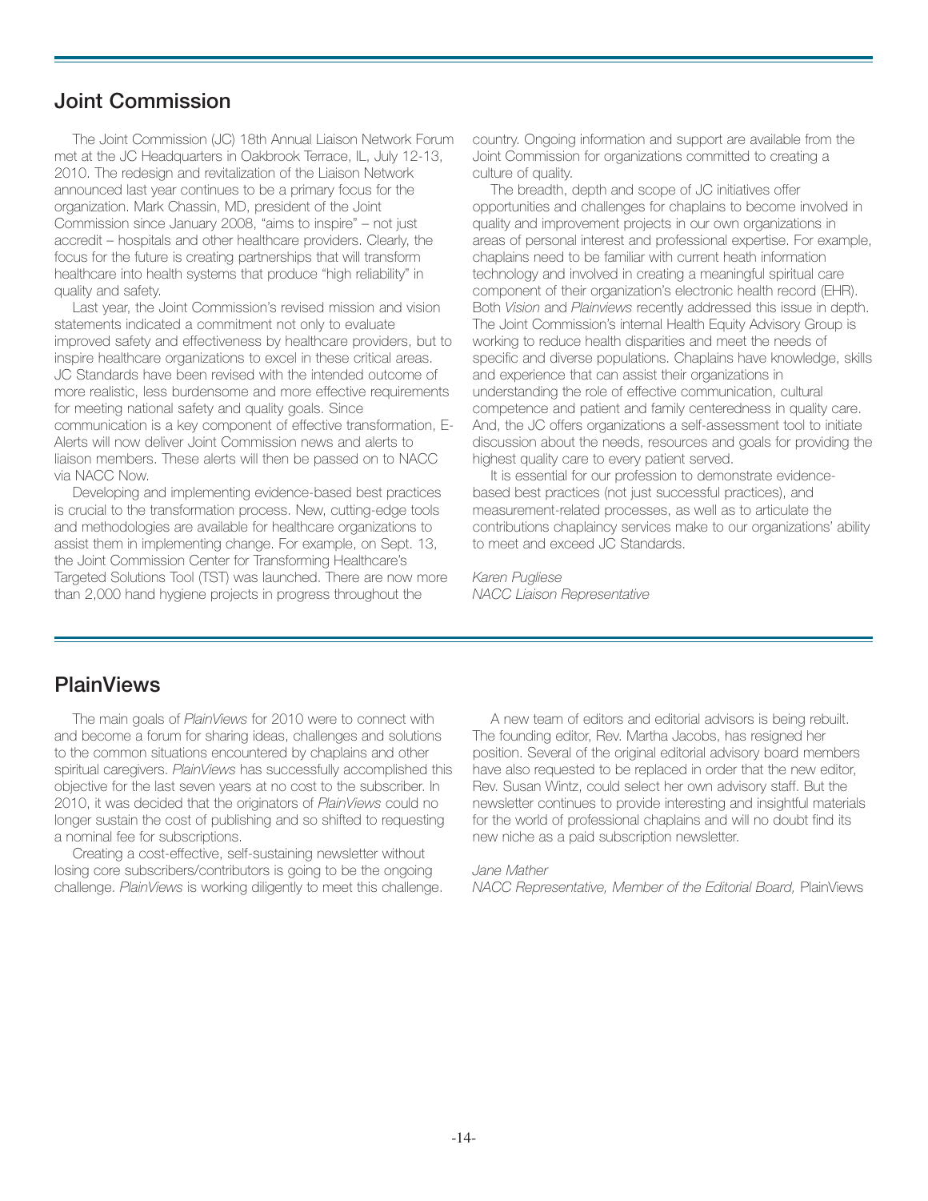## Joint Commission

The Joint Commission (JC) 18th Annual Liaison Network Forum met at the JC Headquarters in Oakbrook Terrace, IL, July 12-13, 2010. The redesign and revitalization of the Liaison Network announced last year continues to be a primary focus for the organization. Mark Chassin, MD, president of the Joint Commission since January 2008, "aims to inspire" – not just accredit – hospitals and other healthcare providers. Clearly, the focus for the future is creating partnerships that will transform healthcare into health systems that produce "high reliability" in quality and safety.

Last year, the Joint Commission's revised mission and vision statements indicated a commitment not only to evaluate improved safety and effectiveness by healthcare providers, but to inspire healthcare organizations to excel in these critical areas. JC Standards have been revised with the intended outcome of more realistic, less burdensome and more effective requirements for meeting national safety and quality goals. Since communication is a key component of effective transformation, E-Alerts will now deliver Joint Commission news and alerts to liaison members. These alerts will then be passed on to NACC via NACC Now.

Developing and implementing evidence-based best practices is crucial to the transformation process. New, cutting-edge tools and methodologies are available for healthcare organizations to assist them in implementing change. For example, on Sept. 13, the Joint Commission Center for Transforming Healthcare's Targeted Solutions Tool (TST) was launched. There are now more than 2,000 hand hygiene projects in progress throughout the country. Ongoing information and support are available from the Joint Commission for organizations committed to creating a culture of quality.

The breadth, depth and scope of JC initiatives offer opportunities and challenges for chaplains to become involved in quality and improvement projects in our own organizations in areas of personal interest and professional expertise. For example, chaplains need to be familiar with current heath information technology and involved in creating a meaningful spiritual care component of their organization's electronic health record (EHR). Both *Vision* and *Plainviews* recently addressed this issue in depth. The Joint Commission's internal Health Equity Advisory Group is working to reduce health disparities and meet the needs of specific and diverse populations. Chaplains have knowledge, skills and experience that can assist their organizations in understanding the role of effective communication, cultural competence and patient and family centeredness in quality care. And, the JC offers organizations a self-assessment tool to initiate discussion about the needs, resources and goals for providing the highest quality care to every patient served.

It is essential for our profession to demonstrate evidence-based best practices (not just successful practices), and measurement-related processes, as well as to articulate the contributions chaplaincy services make to our organizations' ability to meet and exceed JC Standards.

*Karen Pugliese*
*NACC Liaison Representative*

## PlainViews

The main goals of *PlainViews* for 2010 were to connect with and become a forum for sharing ideas, challenges and solutions to the common situations encountered by chaplains and other spiritual caregivers. *PlainViews* has successfully accomplished this objective for the last seven years at no cost to the subscriber. In 2010, it was decided that the originators of *PlainViews* could no longer sustain the cost of publishing and so shifted to requesting a nominal fee for subscriptions.

Creating a cost-effective, self-sustaining newsletter without losing core subscribers/contributors is going to be the ongoing challenge. *PlainViews* is working diligently to meet this challenge.

A new team of editors and editorial advisors is being rebuilt. The founding editor, Rev. Martha Jacobs, has resigned her position. Several of the original editorial advisory board members have also requested to be replaced in order that the new editor, Rev. Susan Wintz, could select her own advisory staff. But the newsletter continues to provide interesting and insightful materials for the world of professional chaplains and will no doubt find its new niche as a paid subscription newsletter.

*Jane Mather*
*NACC Representative, Member of the Editorial Board,* PlainViews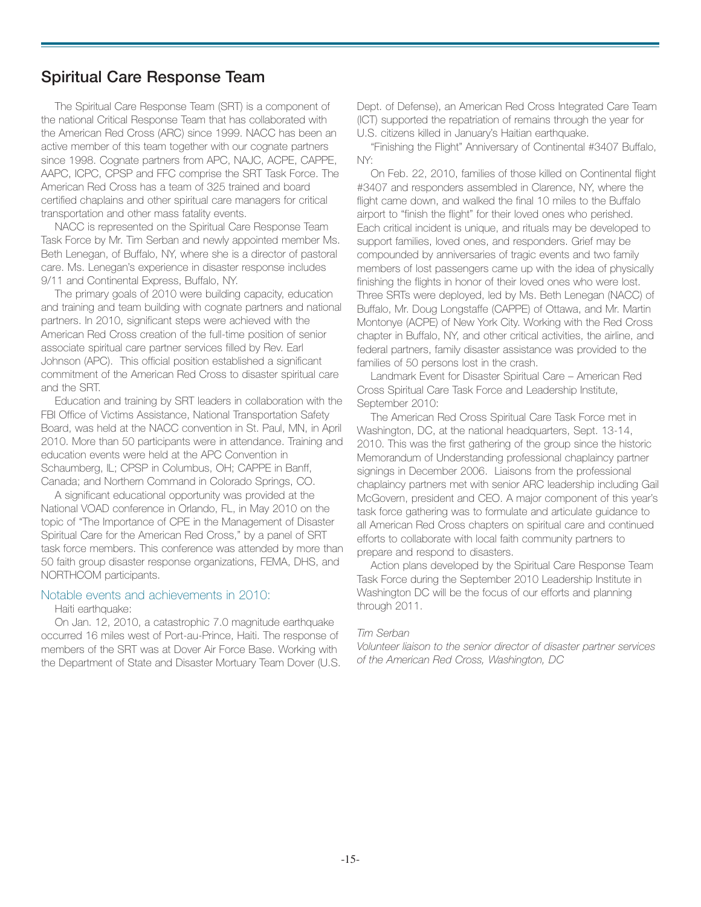## Spiritual Care Response Team

The Spiritual Care Response Team (SRT) is a component of the national Critical Response Team that has collaborated with the American Red Cross (ARC) since 1999. NACC has been an active member of this team together with our cognate partners since 1998. Cognate partners from APC, NAJC, ACPE, CAPPE, AAPC, ICPC, CPSP and FFC comprise the SRT Task Force. The American Red Cross has a team of 325 trained and board certified chaplains and other spiritual care managers for critical transportation and other mass fatality events.

NACC is represented on the Spiritual Care Response Team Task Force by Mr. Tim Serban and newly appointed member Ms. Beth Lenegan, of Buffalo, NY, where she is a director of pastoral care. Ms. Lenegan's experience in disaster response includes 9/11 and Continental Express, Buffalo, NY.

The primary goals of 2010 were building capacity, education and training and team building with cognate partners and national partners. In 2010, significant steps were achieved with the American Red Cross creation of the full-time position of senior associate spiritual care partner services filled by Rev. Earl Johnson (APC). This official position established a significant commitment of the American Red Cross to disaster spiritual care and the SRT.

Education and training by SRT leaders in collaboration with the FBI Office of Victims Assistance, National Transportation Safety Board, was held at the NACC convention in St. Paul, MN, in April 2010. More than 50 participants were in attendance. Training and education events were held at the APC Convention in Schaumberg, IL; CPSP in Columbus, OH; CAPPE in Banff, Canada; and Northern Command in Colorado Springs, CO.

A significant educational opportunity was provided at the National VOAD conference in Orlando, FL, in May 2010 on the topic of "The Importance of CPE in the Management of Disaster Spiritual Care for the American Red Cross," by a panel of SRT task force members. This conference was attended by more than 50 faith group disaster response organizations, FEMA, DHS, and NORTHCOM participants.

### Notable events and achievements in 2010:

Haiti earthquake:

On Jan. 12, 2010, a catastrophic 7.0 magnitude earthquake occurred 16 miles west of Port-au-Prince, Haiti. The response of members of the SRT was at Dover Air Force Base. Working with the Department of State and Disaster Mortuary Team Dover (U.S. Dept. of Defense), an American Red Cross Integrated Care Team (ICT) supported the repatriation of remains through the year for U.S. citizens killed in January's Haitian earthquake.

"Finishing the Flight" Anniversary of Continental #3407 Buffalo, NY:

On Feb. 22, 2010, families of those killed on Continental flight #3407 and responders assembled in Clarence, NY, where the flight came down, and walked the final 10 miles to the Buffalo airport to "finish the flight" for their loved ones who perished. Each critical incident is unique, and rituals may be developed to support families, loved ones, and responders. Grief may be compounded by anniversaries of tragic events and two family members of lost passengers came up with the idea of physically finishing the flights in honor of their loved ones who were lost. Three SRTs were deployed, led by Ms. Beth Lenegan (NACC) of Buffalo, Mr. Doug Longstaffe (CAPPE) of Ottawa, and Mr. Martin Montonye (ACPE) of New York City. Working with the Red Cross chapter in Buffalo, NY, and other critical activities, the airline, and federal partners, family disaster assistance was provided to the families of 50 persons lost in the crash.

Landmark Event for Disaster Spiritual Care – American Red Cross Spiritual Care Task Force and Leadership Institute, September 2010:

The American Red Cross Spiritual Care Task Force met in Washington, DC, at the national headquarters, Sept. 13-14, 2010. This was the first gathering of the group since the historic Memorandum of Understanding professional chaplaincy partner signings in December 2006. Liaisons from the professional chaplaincy partners met with senior ARC leadership including Gail McGovern, president and CEO. A major component of this year's task force gathering was to formulate and articulate guidance to all American Red Cross chapters on spiritual care and continued efforts to collaborate with local faith community partners to prepare and respond to disasters.

Action plans developed by the Spiritual Care Response Team Task Force during the September 2010 Leadership Institute in Washington DC will be the focus of our efforts and planning through 2011.

*Tim Serban*

*Volunteer liaison to the senior director of disaster partner services of the American Red Cross, Washington, DC*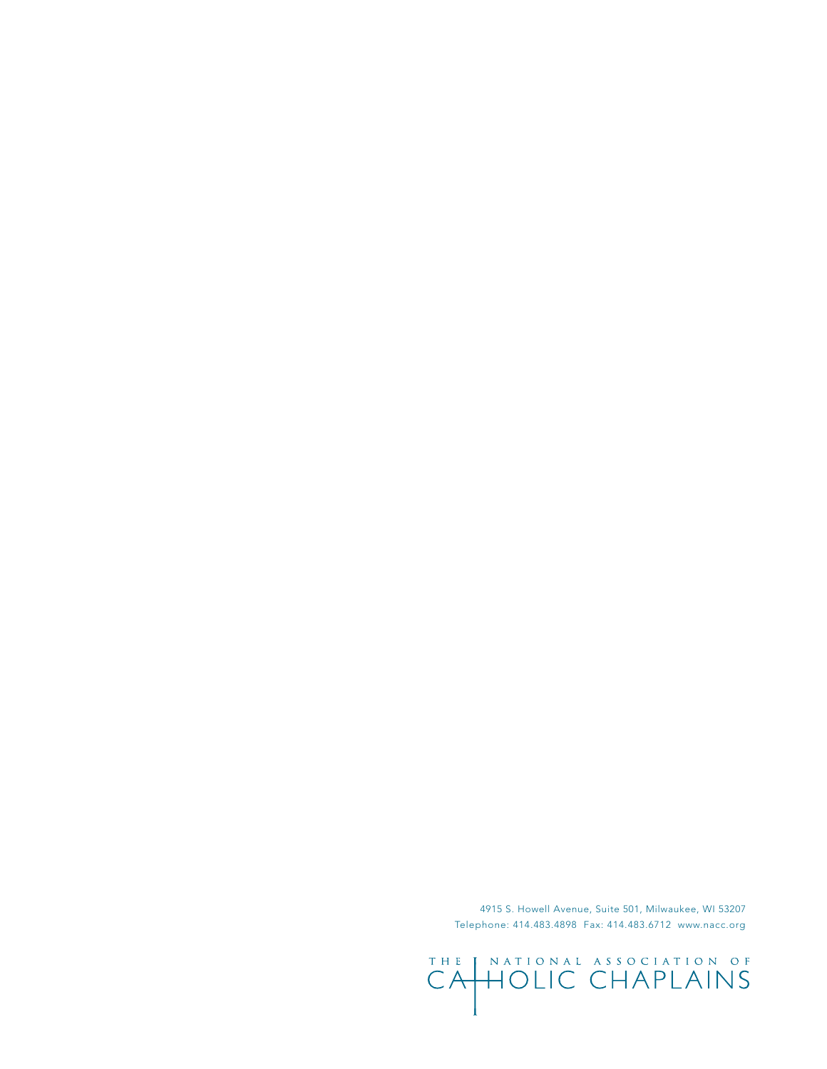4915 S. Howell Avenue, Suite 501, Milwaukee, WI 53207
Telephone: 414.483.4898 Fax: 414.483.6712 www.nacc.org

THE NATIONAL ASSOCIATION OF CATHOLIC CHAPLAINS